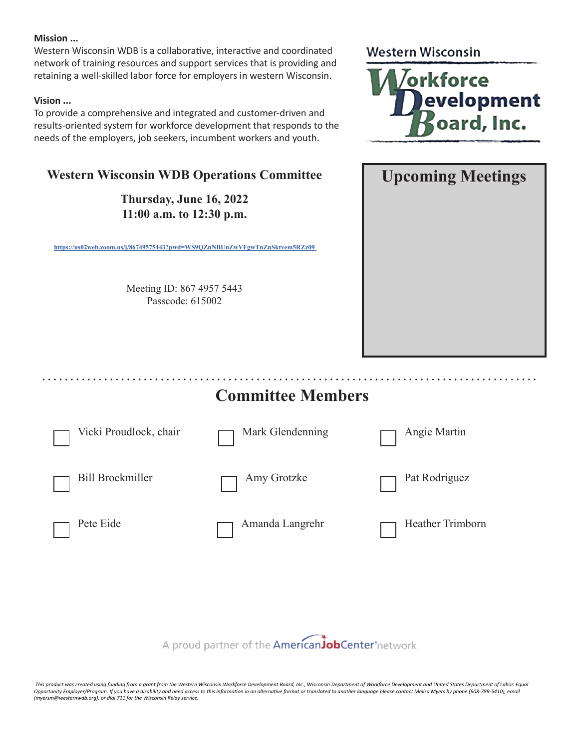**Mission ...**

Western Wisconsin WDB is a collaborative, interactive and coordinated network of training resources and support services that is providing and retaining a well-skilled labor force for employers in western Wisconsin.

**Vision ...**

To provide a comprehensive and integrated and customer-driven and results-oriented system for workforce development that responds to the needs of the employers, job seekers, incumbent workers and youth.

Western Wisconsin Workforce Development Board, Inc.

## Western Wisconsin WDB Operations Committee

**Thursday, June 16, 2022**
**11:00 a.m. to 12:30 p.m.**

https://us02web.zoom.us/j/86749575443?pwd=WS9QZnNBUnZwVFgwTnZnSktvem5RZz09

Meeting ID: 867 4957 5443
Passcode: 615002

## Upcoming Meetings

## Committee Members

| | | |
|---|---|---|
| ☐ Vicki Proudlock, chair | ☐ Mark Glendenning | ☐ Angie Martin |
| ☐ Bill Brockmiller | ☐ Amy Grotzke | ☐ Pat Rodriguez |
| ☐ Pete Eide | ☐ Amanda Langrehr | ☐ Heather Trimborn |

A proud partner of the AmericanJobCenter network

*This product was created using funding from a grant from the Western Wisconsin Workforce Development Board, Inc., Wisconsin Department of Workforce Development and United States Department of Labor. Equal Opportunity Employer/Program. If you have a disability and need access to this information in an alternative format or translated to another language please contact Meliso Myers by phone (608-789-5410), email (myersm@westernwdb.org), or dial 711 for the Wisconsin Relay service.*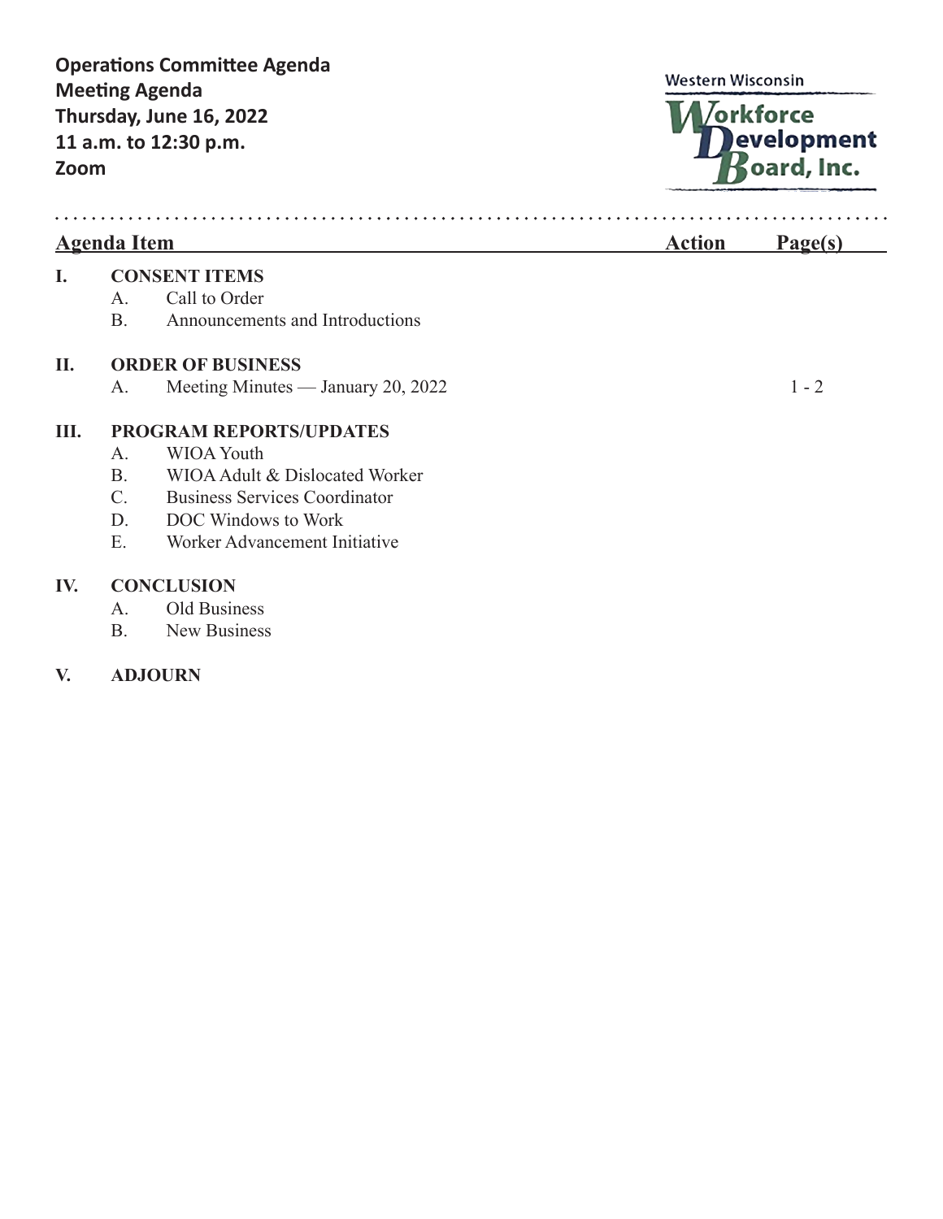**Operations Committee Agenda**
**Meeting Agenda**
**Thursday, June 16, 2022**
**11 a.m. to 12:30 p.m.**
**Zoom**

Western Wisconsin Workforce Development Board, Inc.

| Agenda Item | | Action | Page(s) |
|---|---|---|---|
| **I.** | **CONSENT ITEMS** | | |
| | A. Call to Order | | |
| | B. Announcements and Introductions | | |
| **II.** | **ORDER OF BUSINESS** | | |
| | A. Meeting Minutes — January 20, 2022 | | 1 - 2 |
| **III.** | **PROGRAM REPORTS/UPDATES** | | |
| | A. WIOA Youth | | |
| | B. WIOA Adult & Dislocated Worker | | |
| | C. Business Services Coordinator | | |
| | D. DOC Windows to Work | | |
| | E. Worker Advancement Initiative | | |
| **IV.** | **CONCLUSION** | | |
| | A. Old Business | | |
| | B. New Business | | |
| **V.** | **ADJOURN** | | |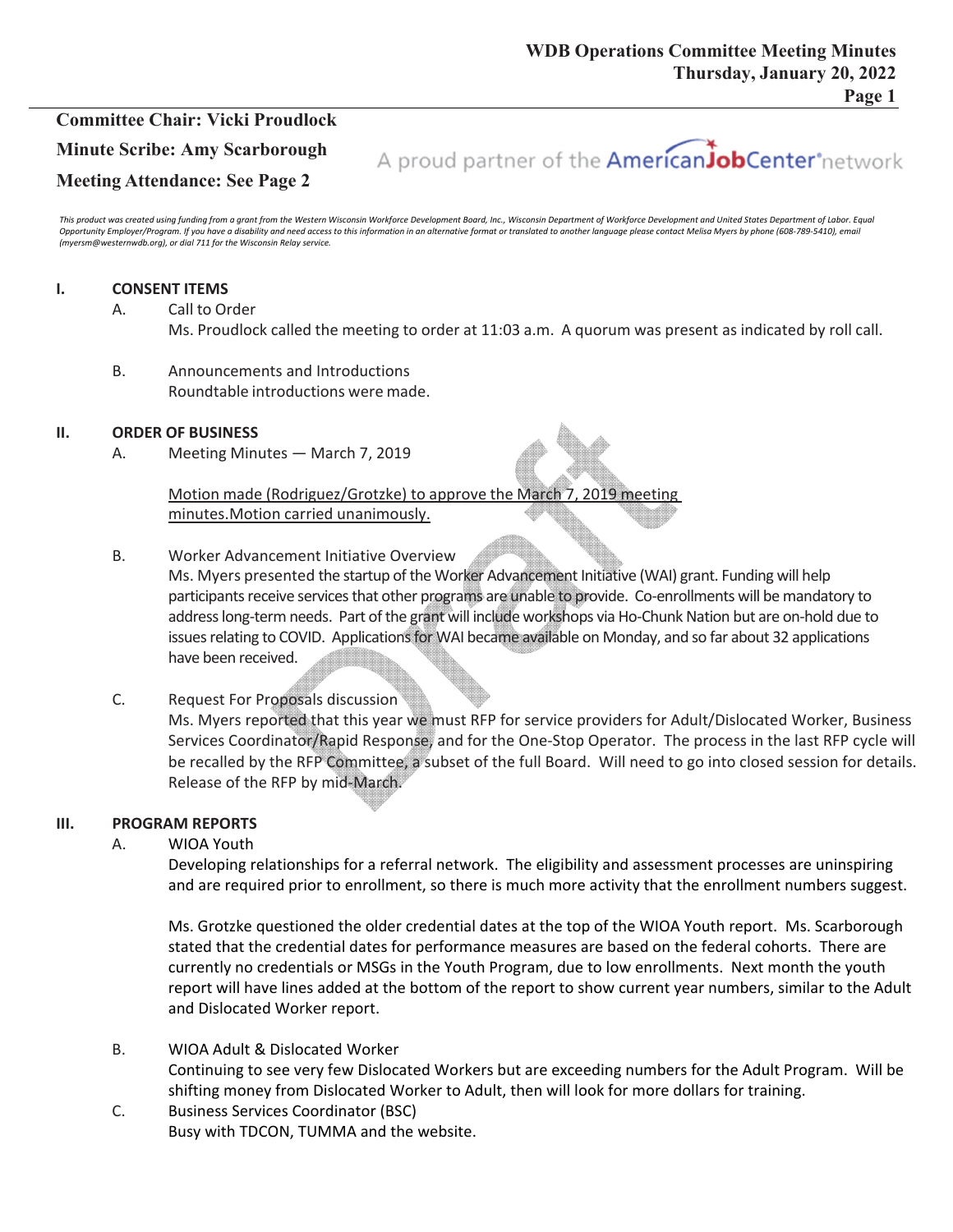**Committee Chair: Vicki Proudlock**

**Minute Scribe: Amy Scarborough**

**Meeting Attendance: See Page 2**

A proud partner of the AmericanJobCenter network

*This product was created using funding from a grant from the Western Wisconsin Workforce Development Board, Inc., Wisconsin Department of Workforce Development and United States Department of Labor. Equal Opportunity Employer/Program. If you have a disability and need access to this information in an alternative format or translated to another language please contact Melisa Myers by phone (608-789-5410), email (myersm@westernwdb.org), or dial 711 for the Wisconsin Relay service.*

## I. CONSENT ITEMS

A. Call to Order

Ms. Proudlock called the meeting to order at 11:03 a.m. A quorum was present as indicated by roll call.

B. Announcements and Introductions

Roundtable introductions were made.

## II. ORDER OF BUSINESS

A. Meeting Minutes — March 7, 2019

<u>Motion made (Rodriguez/Grotzke) to approve the March 7, 2019 meeting minutes.Motion carried unanimously.</u>

B. Worker Advancement Initiative Overview

Ms. Myers presented the startup of the Worker Advancement Initiative (WAI) grant. Funding will help participants receive services that other programs are unable to provide. Co-enrollments will be mandatory to address long-term needs. Part of the grant will include workshops via Ho-Chunk Nation but are on-hold due to issues relating to COVID. Applications for WAI became available on Monday, and so far about 32 applications have been received.

C. Request For Proposals discussion

Ms. Myers reported that this year we must RFP for service providers for Adult/Dislocated Worker, Business Services Coordinator/Rapid Response, and for the One-Stop Operator. The process in the last RFP cycle will be recalled by the RFP Committee, a subset of the full Board. Will need to go into closed session for details. Release of the RFP by mid-March.

## III. PROGRAM REPORTS

A. WIOA Youth

Developing relationships for a referral network. The eligibility and assessment processes are uninspiring and are required prior to enrollment, so there is much more activity that the enrollment numbers suggest.

Ms. Grotzke questioned the older credential dates at the top of the WIOA Youth report. Ms. Scarborough stated that the credential dates for performance measures are based on the federal cohorts. There are currently no credentials or MSGs in the Youth Program, due to low enrollments. Next month the youth report will have lines added at the bottom of the report to show current year numbers, similar to the Adult and Dislocated Worker report.

B. WIOA Adult & Dislocated Worker

Continuing to see very few Dislocated Workers but are exceeding numbers for the Adult Program. Will be shifting money from Dislocated Worker to Adult, then will look for more dollars for training.

C. Business Services Coordinator (BSC)

Busy with TDCON, TUMMA and the website.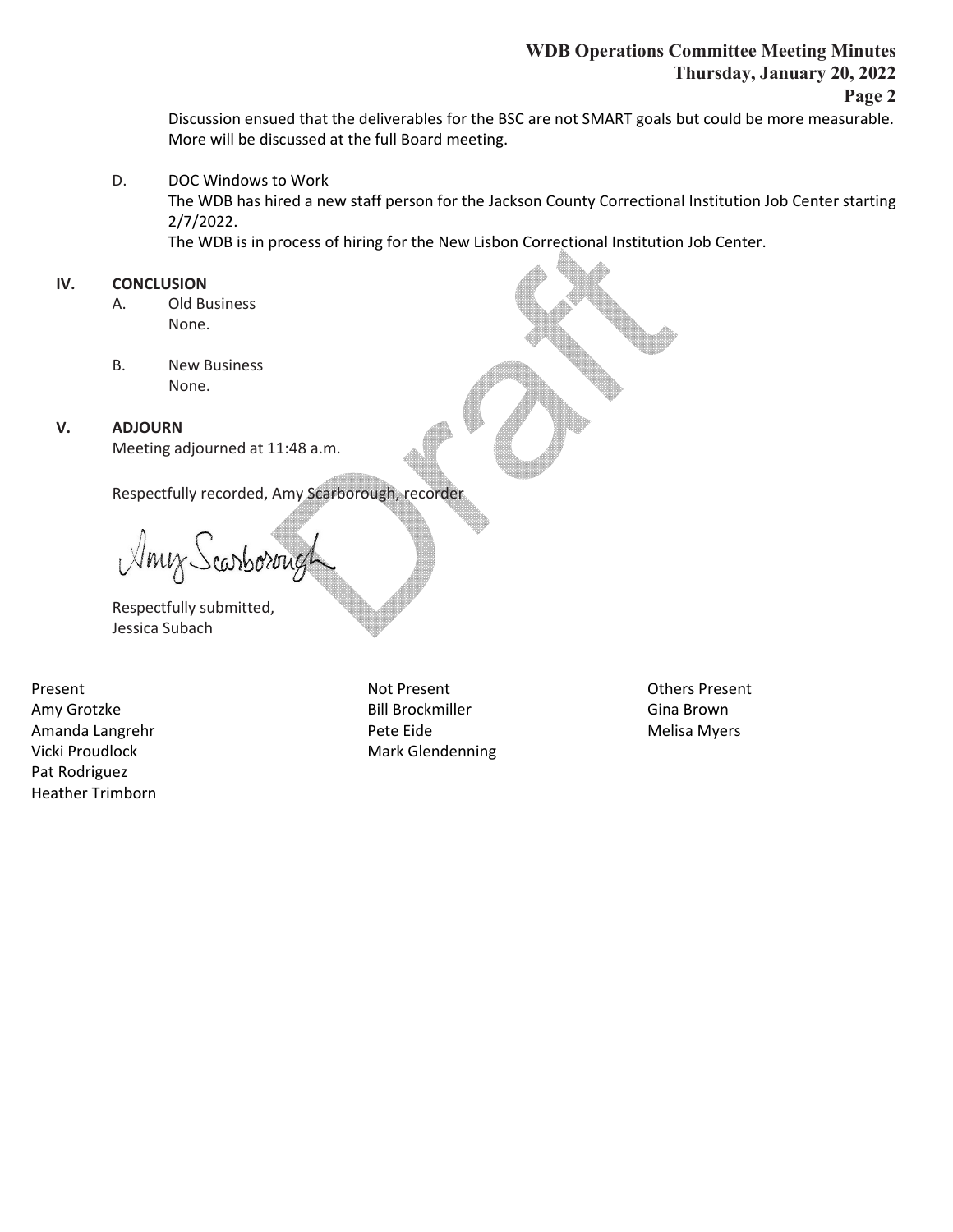Discussion ensued that the deliverables for the BSC are not SMART goals but could be more measurable. More will be discussed at the full Board meeting.

D. DOC Windows to Work
The WDB has hired a new staff person for the Jackson County Correctional Institution Job Center starting 2/7/2022.
The WDB is in process of hiring for the New Lisbon Correctional Institution Job Center.

## IV. CONCLUSION

A. Old Business
None.

B. New Business
None.

## V. ADJOURN

Meeting adjourned at 11:48 a.m.

Respectfully recorded, Amy Scarborough, recorder

Amy Scarborough

Respectfully submitted,
Jessica Subach

| Present | Not Present | Others Present |
| --- | --- | --- |
| Amy Grotzke | Bill Brockmiller | Gina Brown |
| Amanda Langrehr | Pete Eide | Melisa Myers |
| Vicki Proudlock | Mark Glendenning | |
| Pat Rodriguez | | |
| Heather Trimborn | | |